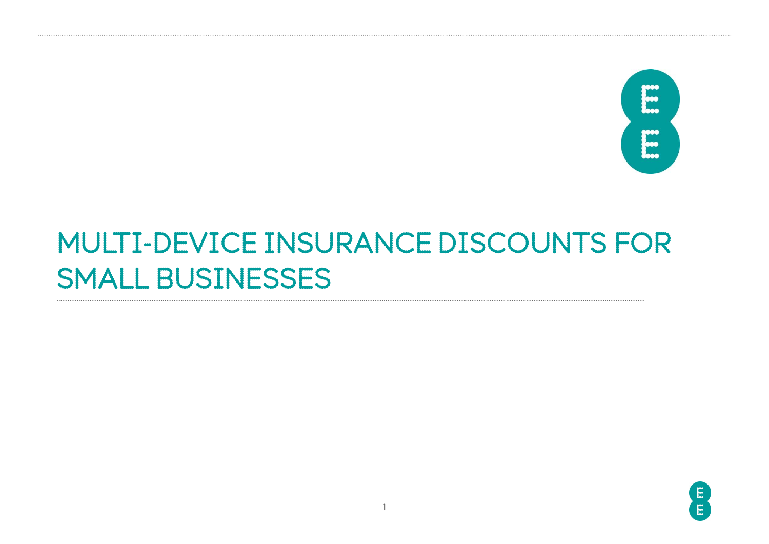# MULTI-DEVICE INSURANCE DISCOUNTS FOR SMALL BUSINESSES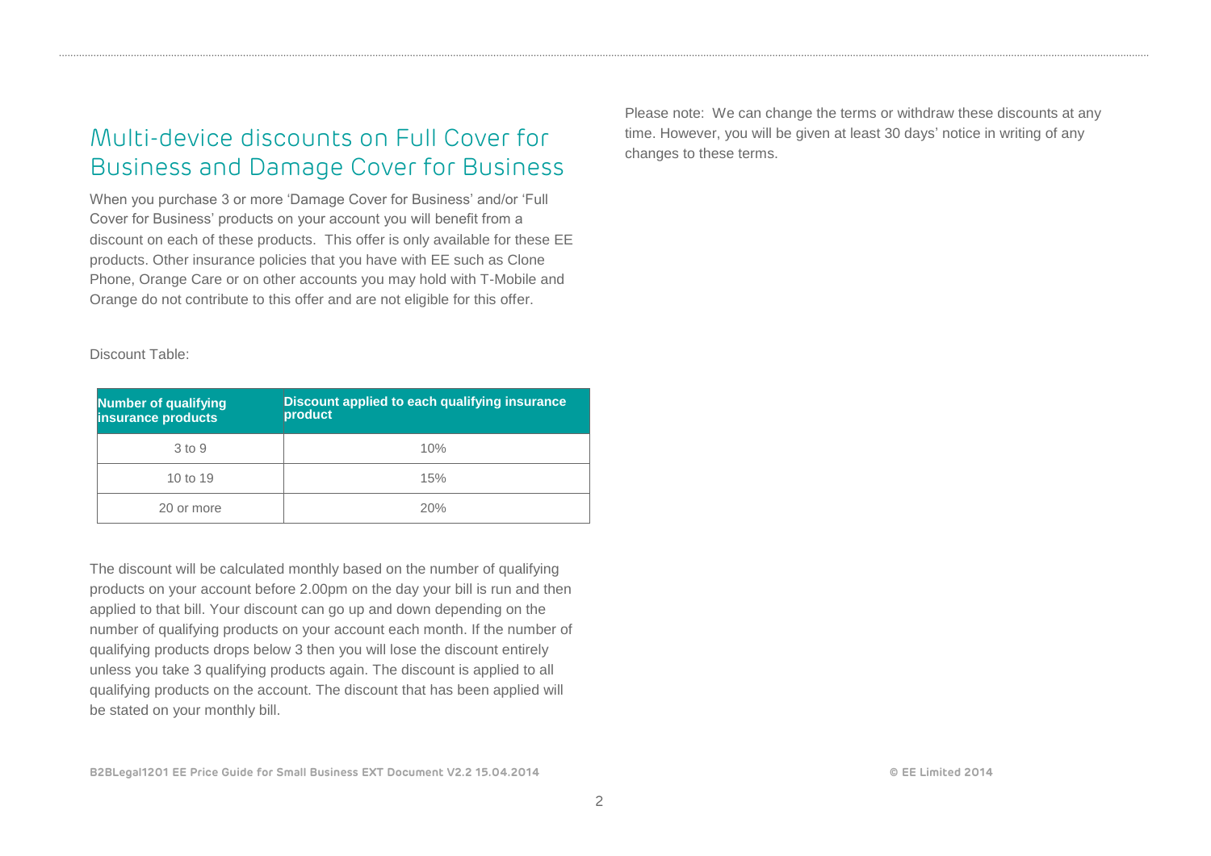## Multi-device discounts on Full Cover for Business and Damage Cover for Business

When you purchase 3 or more 'Damage Cover for Business' and/or 'Full Cover for Business' products on your account you will benefit from a discount on each of these products. This offer is only available for these EE products. Other insurance policies that you have with EE such as Clone Phone, Orange Care or on other accounts you may hold with T-Mobile and Orange do not contribute to this offer and are not eligible for this offer.

Discount Table:

| Number of qualifying insurance products | Discount applied to each qualifying insurance product |
| --- | --- |
| 3 to 9 | 10% |
| 10 to 19 | 15% |
| 20 or more | 20% |

The discount will be calculated monthly based on the number of qualifying products on your account before 2.00pm on the day your bill is run and then applied to that bill. Your discount can go up and down depending on the number of qualifying products on your account each month. If the number of qualifying products drops below 3 then you will lose the discount entirely unless you take 3 qualifying products again. The discount is applied to all qualifying products on the account. The discount that has been applied will be stated on your monthly bill.

Please note: We can change the terms or withdraw these discounts at any time. However, you will be given at least 30 days' notice in writing of any changes to these terms.